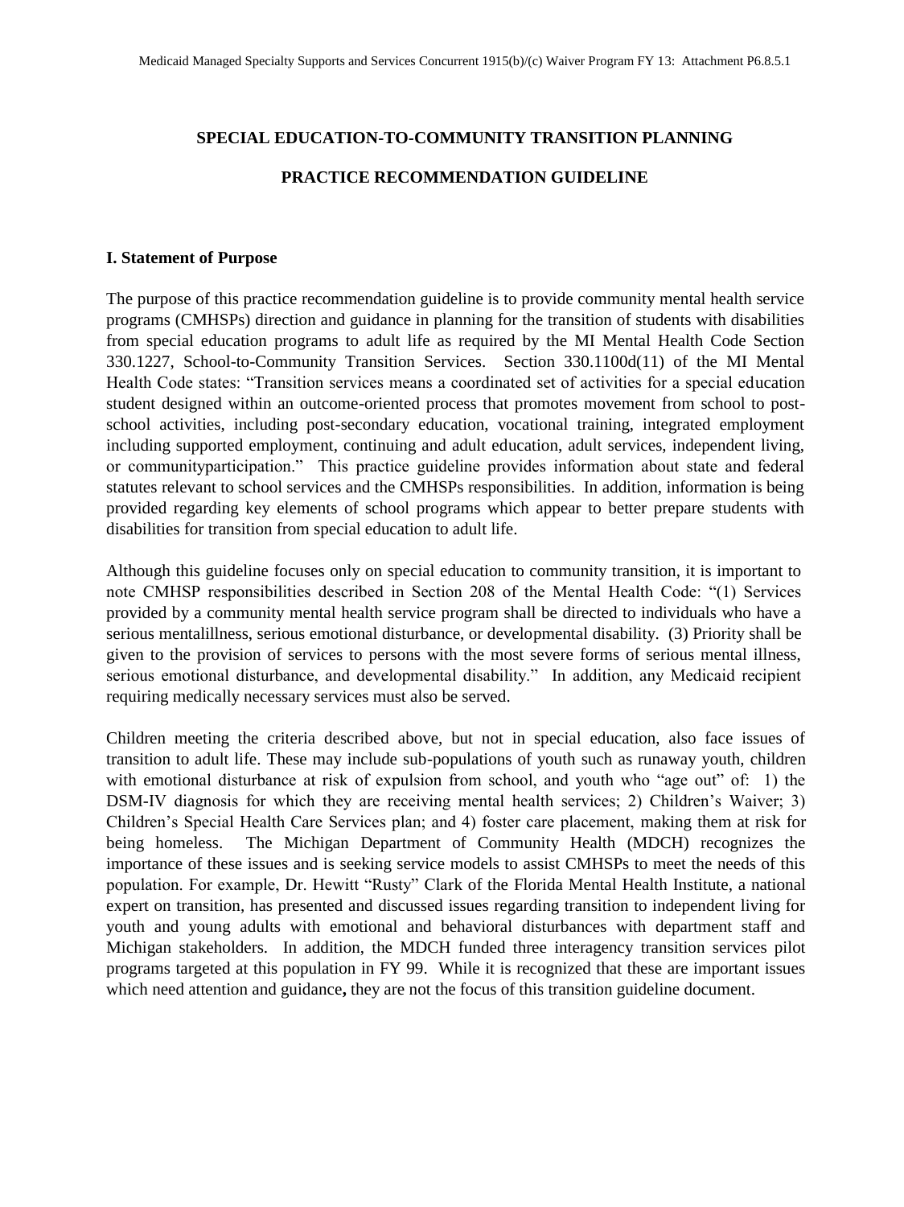# SPECIAL EDUCATION-TO-COMMUNITY TRANSITION PLANNING

# PRACTICE RECOMMENDATION GUIDELINE

## I. Statement of Purpose

The purpose of this practice recommendation guideline is to provide community mental health service programs (CMHSPs) direction and guidance in planning for the transition of students with disabilities from special education programs to adult life as required by the MI Mental Health Code Section 330.1227, School-to-Community Transition Services. Section 330.1100d(11) of the MI Mental Health Code states: "Transition services means a coordinated set of activities for a special education student designed within an outcome-oriented process that promotes movement from school to post-school activities, including post-secondary education, vocational training, integrated employment including supported employment, continuing and adult education, adult services, independent living, or communityparticipation." This practice guideline provides information about state and federal statutes relevant to school services and the CMHSPs responsibilities. In addition, information is being provided regarding key elements of school programs which appear to better prepare students with disabilities for transition from special education to adult life.

Although this guideline focuses only on special education to community transition, it is important to note CMHSP responsibilities described in Section 208 of the Mental Health Code: "(1) Services provided by a community mental health service program shall be directed to individuals who have a serious mentalillness, serious emotional disturbance, or developmental disability. (3) Priority shall be given to the provision of services to persons with the most severe forms of serious mental illness, serious emotional disturbance, and developmental disability." In addition, any Medicaid recipient requiring medically necessary services must also be served.

Children meeting the criteria described above, but not in special education, also face issues of transition to adult life. These may include sub-populations of youth such as runaway youth, children with emotional disturbance at risk of expulsion from school, and youth who "age out" of: 1) the DSM-IV diagnosis for which they are receiving mental health services; 2) Children's Waiver; 3) Children's Special Health Care Services plan; and 4) foster care placement, making them at risk for being homeless. The Michigan Department of Community Health (MDCH) recognizes the importance of these issues and is seeking service models to assist CMHSPs to meet the needs of this population. For example, Dr. Hewitt "Rusty" Clark of the Florida Mental Health Institute, a national expert on transition, has presented and discussed issues regarding transition to independent living for youth and young adults with emotional and behavioral disturbances with department staff and Michigan stakeholders. In addition, the MDCH funded three interagency transition services pilot programs targeted at this population in FY 99. While it is recognized that these are important issues which need attention and guidance**,** they are not the focus of this transition guideline document.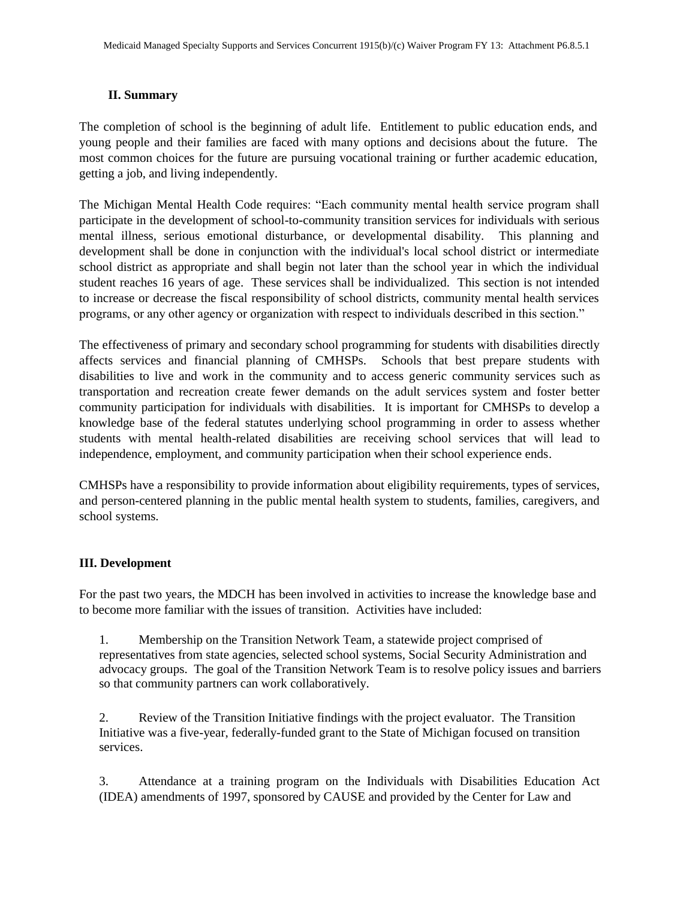## II. Summary

The completion of school is the beginning of adult life. Entitlement to public education ends, and young people and their families are faced with many options and decisions about the future. The most common choices for the future are pursuing vocational training or further academic education, getting a job, and living independently.

The Michigan Mental Health Code requires: "Each community mental health service program shall participate in the development of school-to-community transition services for individuals with serious mental illness, serious emotional disturbance, or developmental disability. This planning and development shall be done in conjunction with the individual's local school district or intermediate school district as appropriate and shall begin not later than the school year in which the individual student reaches 16 years of age. These services shall be individualized. This section is not intended to increase or decrease the fiscal responsibility of school districts, community mental health services programs, or any other agency or organization with respect to individuals described in this section."

The effectiveness of primary and secondary school programming for students with disabilities directly affects services and financial planning of CMHSPs. Schools that best prepare students with disabilities to live and work in the community and to access generic community services such as transportation and recreation create fewer demands on the adult services system and foster better community participation for individuals with disabilities. It is important for CMHSPs to develop a knowledge base of the federal statutes underlying school programming in order to assess whether students with mental health-related disabilities are receiving school services that will lead to independence, employment, and community participation when their school experience ends.

CMHSPs have a responsibility to provide information about eligibility requirements, types of services, and person-centered planning in the public mental health system to students, families, caregivers, and school systems.

## III. Development

For the past two years, the MDCH has been involved in activities to increase the knowledge base and to become more familiar with the issues of transition. Activities have included:

1. Membership on the Transition Network Team, a statewide project comprised of representatives from state agencies, selected school systems, Social Security Administration and advocacy groups. The goal of the Transition Network Team is to resolve policy issues and barriers so that community partners can work collaboratively.

2. Review of the Transition Initiative findings with the project evaluator. The Transition Initiative was a five-year, federally-funded grant to the State of Michigan focused on transition services.

3. Attendance at a training program on the Individuals with Disabilities Education Act (IDEA) amendments of 1997, sponsored by CAUSE and provided by the Center for Law and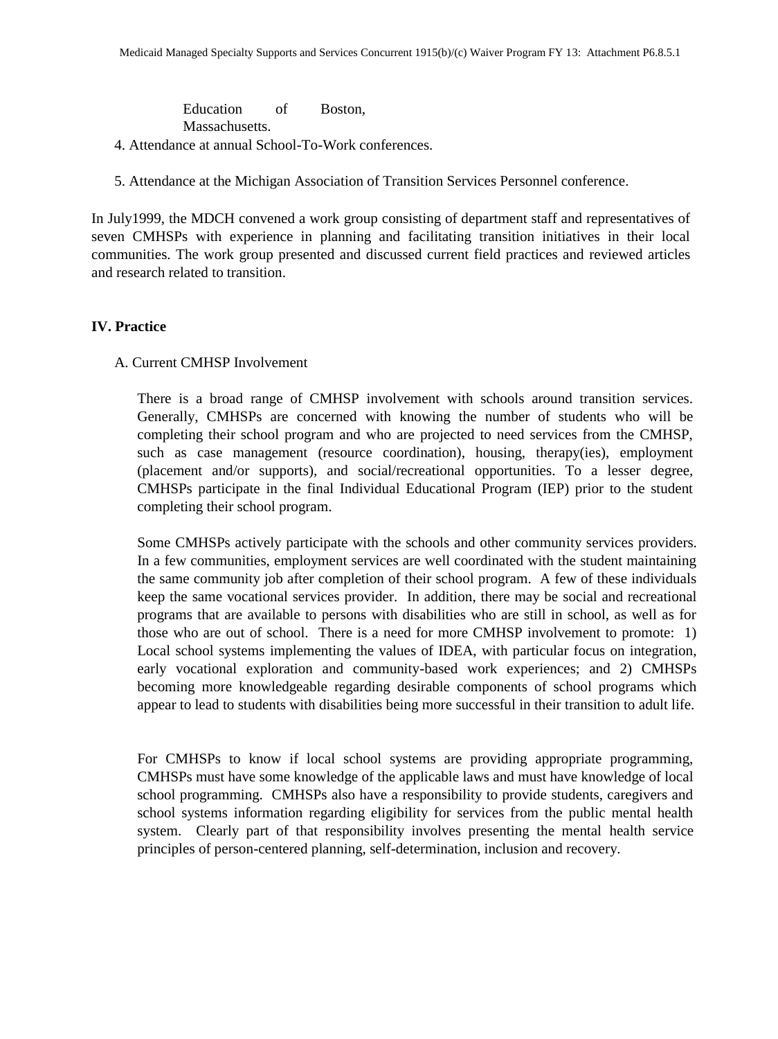Education of Boston, Massachusetts.

4. Attendance at annual School-To-Work conferences.

5. Attendance at the Michigan Association of Transition Services Personnel conference.

In July1999, the MDCH convened a work group consisting of department staff and representatives of seven CMHSPs with experience in planning and facilitating transition initiatives in their local communities. The work group presented and discussed current field practices and reviewed articles and research related to transition.

## IV. Practice

A. Current CMHSP Involvement

There is a broad range of CMHSP involvement with schools around transition services. Generally, CMHSPs are concerned with knowing the number of students who will be completing their school program and who are projected to need services from the CMHSP, such as case management (resource coordination), housing, therapy(ies), employment (placement and/or supports), and social/recreational opportunities. To a lesser degree, CMHSPs participate in the final Individual Educational Program (IEP) prior to the student completing their school program.

Some CMHSPs actively participate with the schools and other community services providers. In a few communities, employment services are well coordinated with the student maintaining the same community job after completion of their school program. A few of these individuals keep the same vocational services provider. In addition, there may be social and recreational programs that are available to persons with disabilities who are still in school, as well as for those who are out of school. There is a need for more CMHSP involvement to promote: 1) Local school systems implementing the values of IDEA, with particular focus on integration, early vocational exploration and community-based work experiences; and 2) CMHSPs becoming more knowledgeable regarding desirable components of school programs which appear to lead to students with disabilities being more successful in their transition to adult life.

For CMHSPs to know if local school systems are providing appropriate programming, CMHSPs must have some knowledge of the applicable laws and must have knowledge of local school programming. CMHSPs also have a responsibility to provide students, caregivers and school systems information regarding eligibility for services from the public mental health system. Clearly part of that responsibility involves presenting the mental health service principles of person-centered planning, self-determination, inclusion and recovery.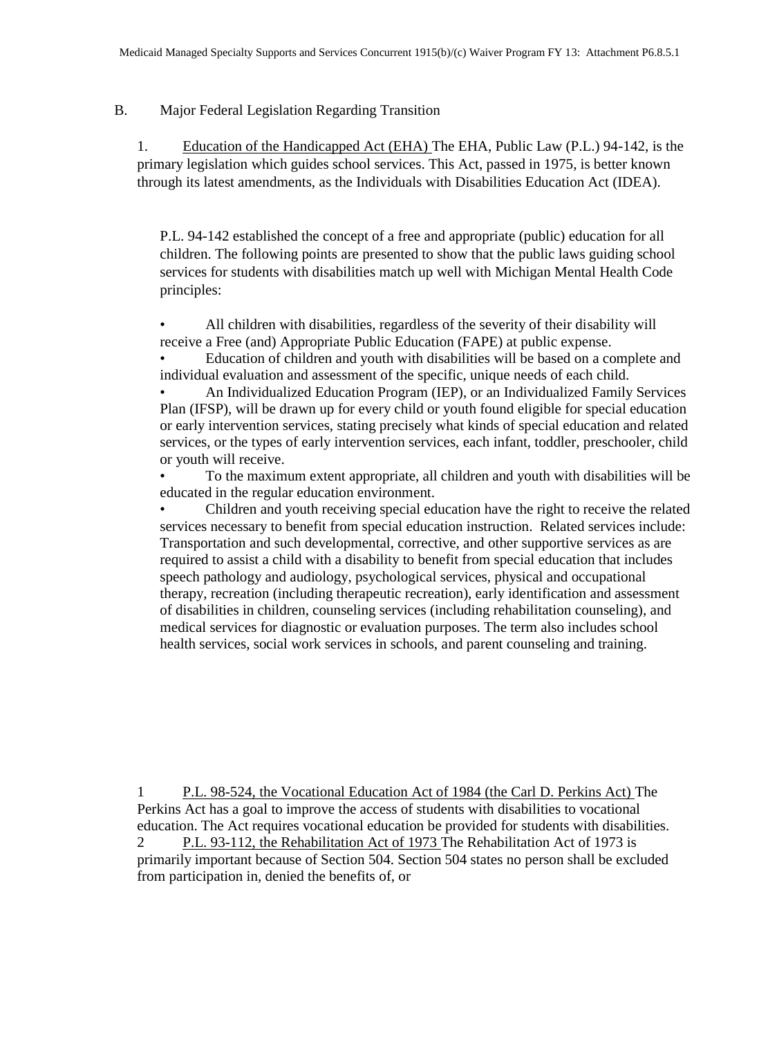B. Major Federal Legislation Regarding Transition

1. Education of the Handicapped Act (EHA) The EHA, Public Law (P.L.) 94-142, is the primary legislation which guides school services. This Act, passed in 1975, is better known through its latest amendments, as the Individuals with Disabilities Education Act (IDEA).

P.L. 94-142 established the concept of a free and appropriate (public) education for all children. The following points are presented to show that the public laws guiding school services for students with disabilities match up well with Michigan Mental Health Code principles:

- All children with disabilities, regardless of the severity of their disability will receive a Free (and) Appropriate Public Education (FAPE) at public expense.
- Education of children and youth with disabilities will be based on a complete and individual evaluation and assessment of the specific, unique needs of each child.
- An Individualized Education Program (IEP), or an Individualized Family Services Plan (IFSP), will be drawn up for every child or youth found eligible for special education or early intervention services, stating precisely what kinds of special education and related services, or the types of early intervention services, each infant, toddler, preschooler, child or youth will receive.
- To the maximum extent appropriate, all children and youth with disabilities will be educated in the regular education environment.
- Children and youth receiving special education have the right to receive the related services necessary to benefit from special education instruction. Related services include: Transportation and such developmental, corrective, and other supportive services as are required to assist a child with a disability to benefit from special education that includes speech pathology and audiology, psychological services, physical and occupational therapy, recreation (including therapeutic recreation), early identification and assessment of disabilities in children, counseling services (including rehabilitation counseling), and medical services for diagnostic or evaluation purposes. The term also includes school health services, social work services in schools, and parent counseling and training.

1 P.L. 98-524, the Vocational Education Act of 1984 (the Carl D. Perkins Act) The Perkins Act has a goal to improve the access of students with disabilities to vocational education. The Act requires vocational education be provided for students with disabilities.

2 P.L. 93-112, the Rehabilitation Act of 1973 The Rehabilitation Act of 1973 is primarily important because of Section 504. Section 504 states no person shall be excluded from participation in, denied the benefits of, or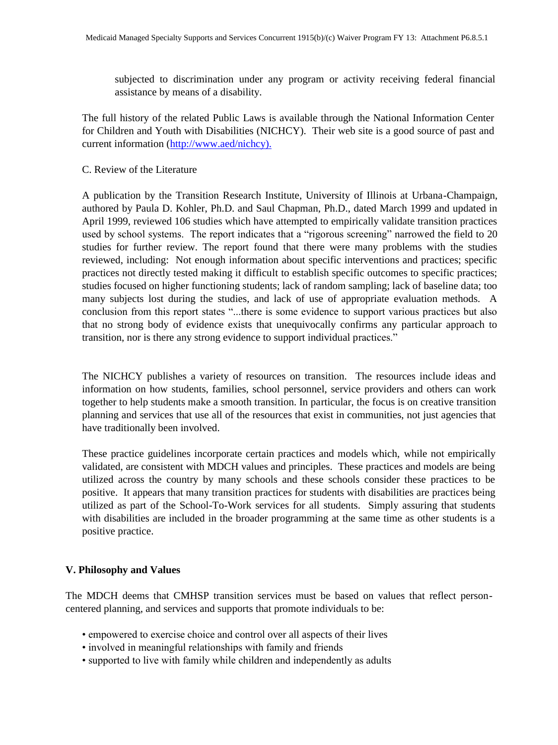subjected to discrimination under any program or activity receiving federal financial assistance by means of a disability.

The full history of the related Public Laws is available through the National Information Center for Children and Youth with Disabilities (NICHCY). Their web site is a good source of past and current information (http://www.aed/nichcy).

C. Review of the Literature

A publication by the Transition Research Institute, University of Illinois at Urbana-Champaign, authored by Paula D. Kohler, Ph.D. and Saul Chapman, Ph.D., dated March 1999 and updated in April 1999, reviewed 106 studies which have attempted to empirically validate transition practices used by school systems. The report indicates that a "rigorous screening" narrowed the field to 20 studies for further review. The report found that there were many problems with the studies reviewed, including: Not enough information about specific interventions and practices; specific practices not directly tested making it difficult to establish specific outcomes to specific practices; studies focused on higher functioning students; lack of random sampling; lack of baseline data; too many subjects lost during the studies, and lack of use of appropriate evaluation methods. A conclusion from this report states "...there is some evidence to support various practices but also that no strong body of evidence exists that unequivocally confirms any particular approach to transition, nor is there any strong evidence to support individual practices."

The NICHCY publishes a variety of resources on transition. The resources include ideas and information on how students, families, school personnel, service providers and others can work together to help students make a smooth transition. In particular, the focus is on creative transition planning and services that use all of the resources that exist in communities, not just agencies that have traditionally been involved.

These practice guidelines incorporate certain practices and models which, while not empirically validated, are consistent with MDCH values and principles. These practices and models are being utilized across the country by many schools and these schools consider these practices to be positive. It appears that many transition practices for students with disabilities are practices being utilized as part of the School-To-Work services for all students. Simply assuring that students with disabilities are included in the broader programming at the same time as other students is a positive practice.

## V. Philosophy and Values

The MDCH deems that CMHSP transition services must be based on values that reflect person-centered planning, and services and supports that promote individuals to be:

- empowered to exercise choice and control over all aspects of their lives
- involved in meaningful relationships with family and friends
- supported to live with family while children and independently as adults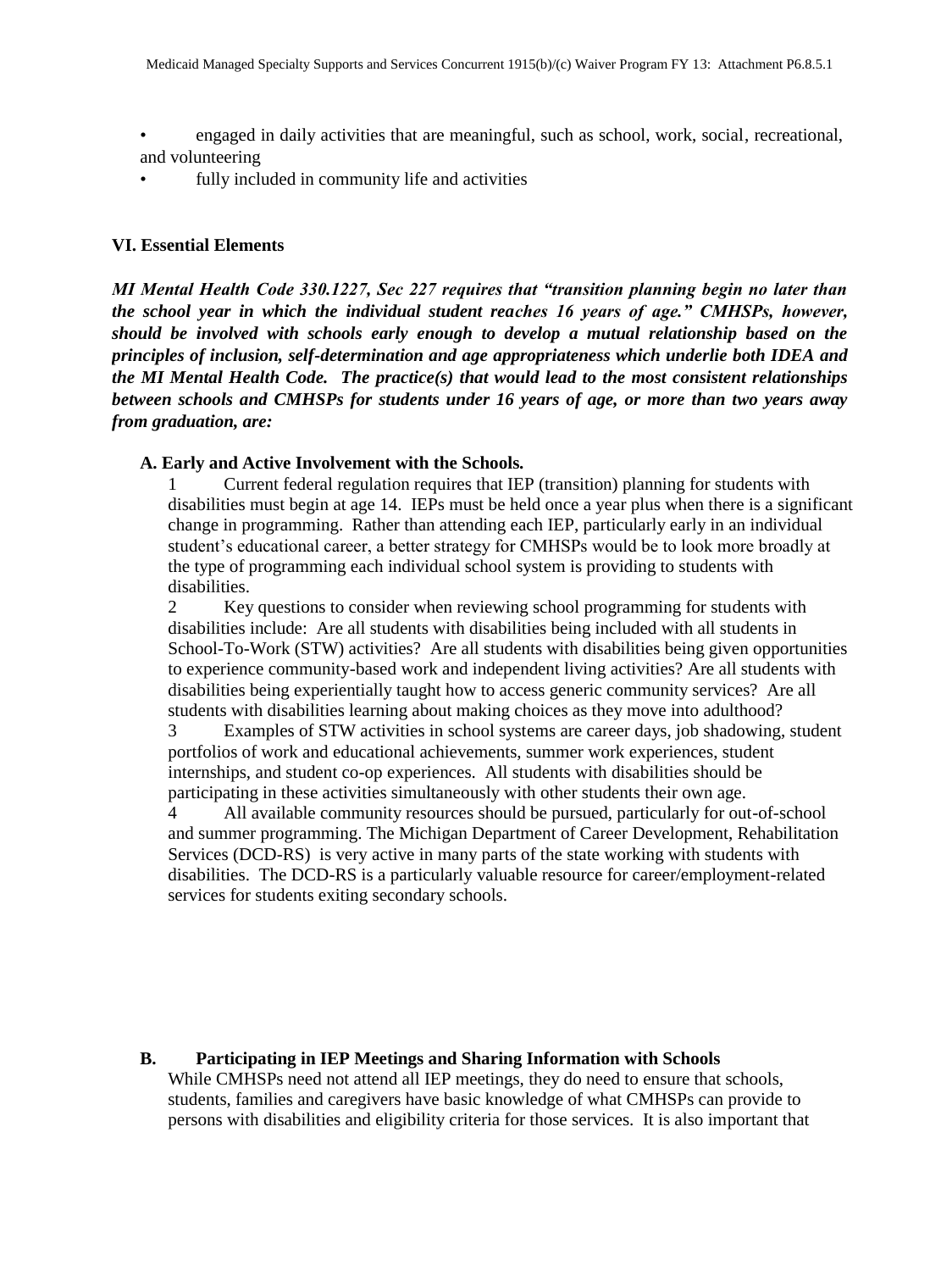- engaged in daily activities that are meaningful, such as school, work, social, recreational, and volunteering
- fully included in community life and activities

### VI. Essential Elements

***MI Mental Health Code 330.1227, Sec 227 requires that "transition planning begin no later than the school year in which the individual student reaches 16 years of age." CMHSPs, however, should be involved with schools early enough to develop a mutual relationship based on the principles of inclusion, self-determination and age appropriateness which underlie both IDEA and the MI Mental Health Code. The practice(s) that would lead to the most consistent relationships between schools and CMHSPs for students under 16 years of age, or more than two years away from graduation, are:***

**A. Early and Active Involvement with the Schools.**

1 Current federal regulation requires that IEP (transition) planning for students with disabilities must begin at age 14. IEPs must be held once a year plus when there is a significant change in programming. Rather than attending each IEP, particularly early in an individual student's educational career, a better strategy for CMHSPs would be to look more broadly at the type of programming each individual school system is providing to students with disabilities.

2 Key questions to consider when reviewing school programming for students with disabilities include: Are all students with disabilities being included with all students in School-To-Work (STW) activities? Are all students with disabilities being given opportunities to experience community-based work and independent living activities? Are all students with disabilities being experientially taught how to access generic community services? Are all students with disabilities learning about making choices as they move into adulthood?

3 Examples of STW activities in school systems are career days, job shadowing, student portfolios of work and educational achievements, summer work experiences, student internships, and student co-op experiences. All students with disabilities should be participating in these activities simultaneously with other students their own age.

4 All available community resources should be pursued, particularly for out-of-school and summer programming. The Michigan Department of Career Development, Rehabilitation Services (DCD-RS) is very active in many parts of the state working with students with disabilities. The DCD-RS is a particularly valuable resource for career/employment-related services for students exiting secondary schools.

**B. Participating in IEP Meetings and Sharing Information with Schools**

While CMHSPs need not attend all IEP meetings, they do need to ensure that schools, students, families and caregivers have basic knowledge of what CMHSPs can provide to persons with disabilities and eligibility criteria for those services. It is also important that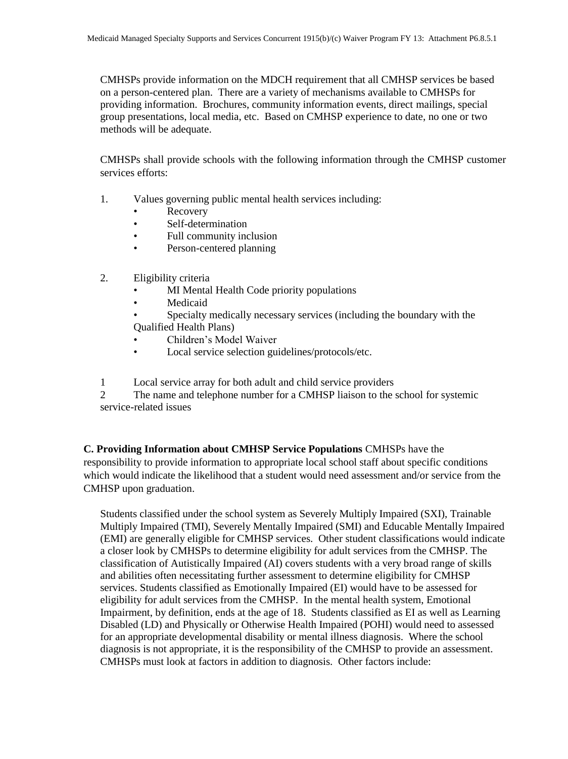CMHSPs provide information on the MDCH requirement that all CMHSP services be based on a person-centered plan. There are a variety of mechanisms available to CMHSPs for providing information. Brochures, community information events, direct mailings, special group presentations, local media, etc. Based on CMHSP experience to date, no one or two methods will be adequate.

CMHSPs shall provide schools with the following information through the CMHSP customer services efforts:

1. Values governing public mental health services including:
   - Recovery
   - Self-determination
   - Full community inclusion
   - Person-centered planning

2. Eligibility criteria
   - MI Mental Health Code priority populations
   - Medicaid
   - Specialty medically necessary services (including the boundary with the Qualified Health Plans)
   - Children's Model Waiver
   - Local service selection guidelines/protocols/etc.

1 Local service array for both adult and child service providers

2 The name and telephone number for a CMHSP liaison to the school for systemic service-related issues

**C. Providing Information about CMHSP Service Populations** CMHSPs have the responsibility to provide information to appropriate local school staff about specific conditions which would indicate the likelihood that a student would need assessment and/or service from the CMHSP upon graduation.

Students classified under the school system as Severely Multiply Impaired (SXI), Trainable Multiply Impaired (TMI), Severely Mentally Impaired (SMI) and Educable Mentally Impaired (EMI) are generally eligible for CMHSP services. Other student classifications would indicate a closer look by CMHSPs to determine eligibility for adult services from the CMHSP. The classification of Autistically Impaired (AI) covers students with a very broad range of skills and abilities often necessitating further assessment to determine eligibility for CMHSP services. Students classified as Emotionally Impaired (EI) would have to be assessed for eligibility for adult services from the CMHSP. In the mental health system, Emotional Impairment, by definition, ends at the age of 18. Students classified as EI as well as Learning Disabled (LD) and Physically or Otherwise Health Impaired (POHI) would need to assessed for an appropriate developmental disability or mental illness diagnosis. Where the school diagnosis is not appropriate, it is the responsibility of the CMHSP to provide an assessment. CMHSPs must look at factors in addition to diagnosis. Other factors include: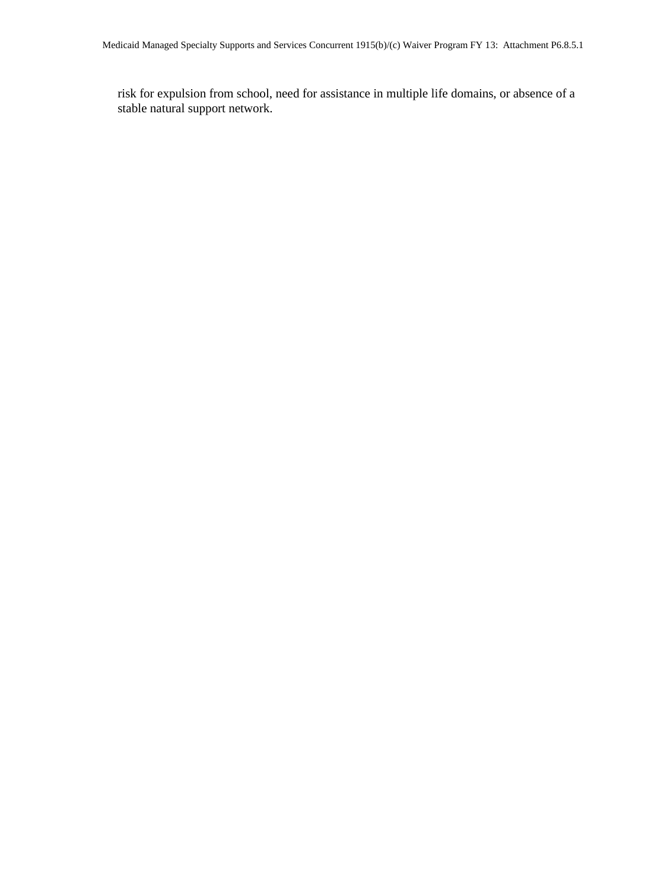risk for expulsion from school, need for assistance in multiple life domains, or absence of a stable natural support network.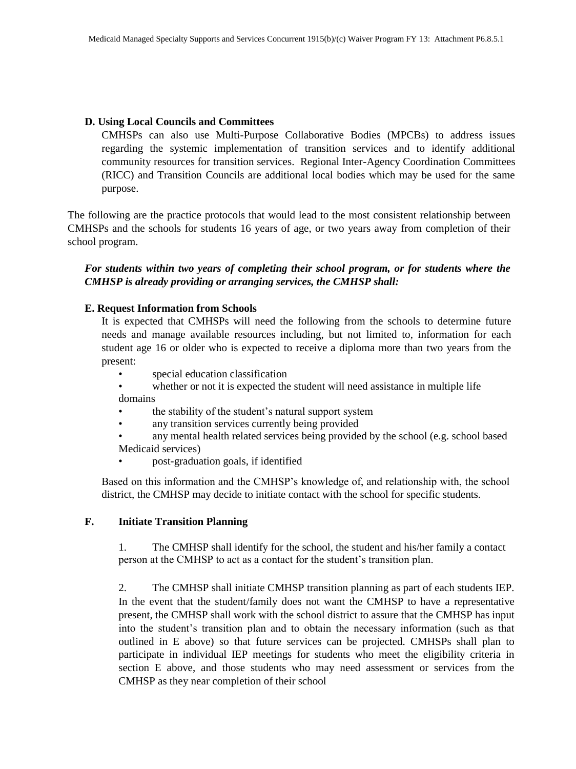**D. Using Local Councils and Committees**

CMHSPs can also use Multi-Purpose Collaborative Bodies (MPCBs) to address issues regarding the systemic implementation of transition services and to identify additional community resources for transition services. Regional Inter-Agency Coordination Committees (RICC) and Transition Councils are additional local bodies which may be used for the same purpose.

The following are the practice protocols that would lead to the most consistent relationship between CMHSPs and the schools for students 16 years of age, or two years away from completion of their school program.

***For students within two years of completing their school program, or for students where the CMHSP is already providing or arranging services, the CMHSP shall:***

**E. Request Information from Schools**

It is expected that CMHSPs will need the following from the schools to determine future needs and manage available resources including, but not limited to, information for each student age 16 or older who is expected to receive a diploma more than two years from the present:

- special education classification
- whether or not it is expected the student will need assistance in multiple life domains
- the stability of the student's natural support system
- any transition services currently being provided
- any mental health related services being provided by the school (e.g. school based Medicaid services)
- post-graduation goals, if identified

Based on this information and the CMHSP's knowledge of, and relationship with, the school district, the CMHSP may decide to initiate contact with the school for specific students.

**F. Initiate Transition Planning**

1. The CMHSP shall identify for the school, the student and his/her family a contact person at the CMHSP to act as a contact for the student's transition plan.

2. The CMHSP shall initiate CMHSP transition planning as part of each students IEP. In the event that the student/family does not want the CMHSP to have a representative present, the CMHSP shall work with the school district to assure that the CMHSP has input into the student's transition plan and to obtain the necessary information (such as that outlined in E above) so that future services can be projected. CMHSPs shall plan to participate in individual IEP meetings for students who meet the eligibility criteria in section E above, and those students who may need assessment or services from the CMHSP as they near completion of their school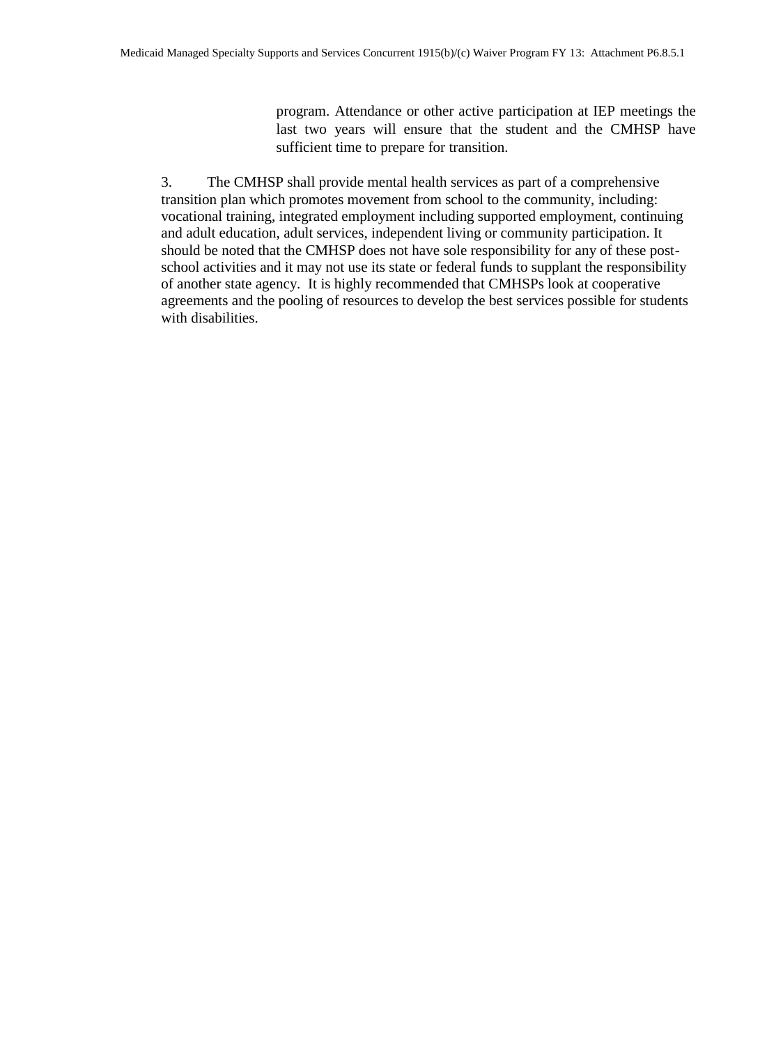program. Attendance or other active participation at IEP meetings the last two years will ensure that the student and the CMHSP have sufficient time to prepare for transition.

3. The CMHSP shall provide mental health services as part of a comprehensive transition plan which promotes movement from school to the community, including: vocational training, integrated employment including supported employment, continuing and adult education, adult services, independent living or community participation. It should be noted that the CMHSP does not have sole responsibility for any of these post-school activities and it may not use its state or federal funds to supplant the responsibility of another state agency. It is highly recommended that CMHSPs look at cooperative agreements and the pooling of resources to develop the best services possible for students with disabilities.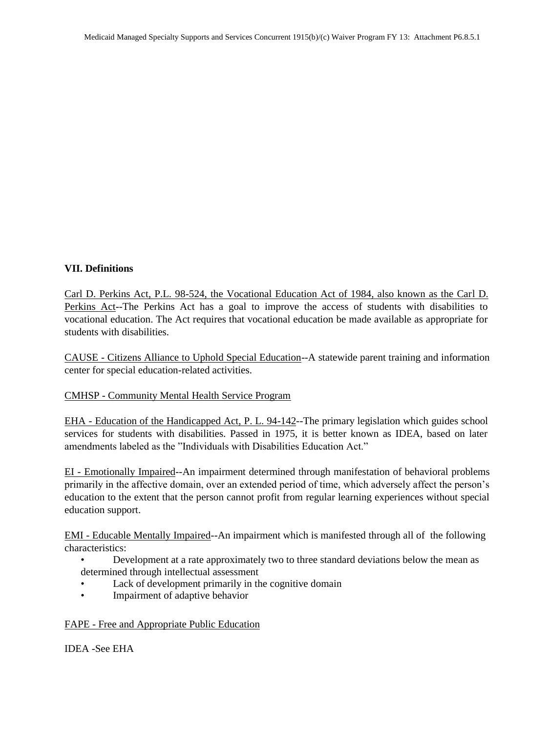## VII. Definitions

Carl D. Perkins Act, P.L. 98-524, the Vocational Education Act of 1984, also known as the Carl D. Perkins Act--The Perkins Act has a goal to improve the access of students with disabilities to vocational education. The Act requires that vocational education be made available as appropriate for students with disabilities.

CAUSE - Citizens Alliance to Uphold Special Education--A statewide parent training and information center for special education-related activities.

CMHSP - Community Mental Health Service Program

EHA - Education of the Handicapped Act, P. L. 94-142--The primary legislation which guides school services for students with disabilities. Passed in 1975, it is better known as IDEA, based on later amendments labeled as the "Individuals with Disabilities Education Act."

EI - Emotionally Impaired--An impairment determined through manifestation of behavioral problems primarily in the affective domain, over an extended period of time, which adversely affect the person's education to the extent that the person cannot profit from regular learning experiences without special education support.

EMI - Educable Mentally Impaired--An impairment which is manifested through all of the following characteristics:

- Development at a rate approximately two to three standard deviations below the mean as determined through intellectual assessment
- Lack of development primarily in the cognitive domain
- Impairment of adaptive behavior

FAPE - Free and Appropriate Public Education

IDEA -See EHA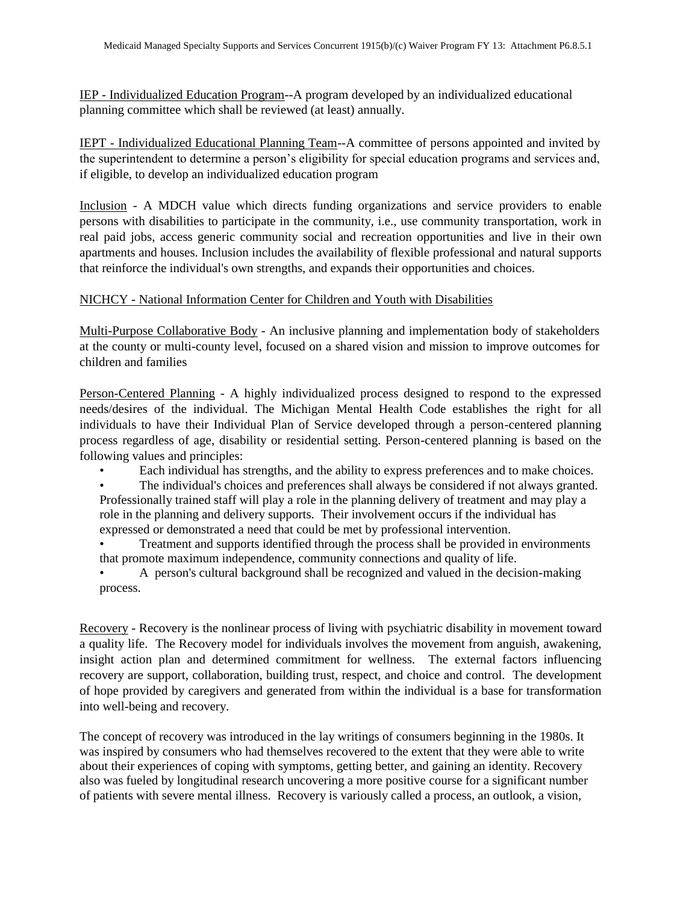IEP - Individualized Education Program--A program developed by an individualized educational planning committee which shall be reviewed (at least) annually.

IEPT - Individualized Educational Planning Team--A committee of persons appointed and invited by the superintendent to determine a person's eligibility for special education programs and services and, if eligible, to develop an individualized education program

Inclusion - A MDCH value which directs funding organizations and service providers to enable persons with disabilities to participate in the community, i.e., use community transportation, work in real paid jobs, access generic community social and recreation opportunities and live in their own apartments and houses. Inclusion includes the availability of flexible professional and natural supports that reinforce the individual's own strengths, and expands their opportunities and choices.

NICHCY - National Information Center for Children and Youth with Disabilities

Multi-Purpose Collaborative Body - An inclusive planning and implementation body of stakeholders at the county or multi-county level, focused on a shared vision and mission to improve outcomes for children and families

Person-Centered Planning - A highly individualized process designed to respond to the expressed needs/desires of the individual. The Michigan Mental Health Code establishes the right for all individuals to have their Individual Plan of Service developed through a person-centered planning process regardless of age, disability or residential setting. Person-centered planning is based on the following values and principles:

- Each individual has strengths, and the ability to express preferences and to make choices.
- The individual's choices and preferences shall always be considered if not always granted. Professionally trained staff will play a role in the planning delivery of treatment and may play a role in the planning and delivery supports. Their involvement occurs if the individual has expressed or demonstrated a need that could be met by professional intervention.
- Treatment and supports identified through the process shall be provided in environments that promote maximum independence, community connections and quality of life.
- A person's cultural background shall be recognized and valued in the decision-making process.

Recovery - Recovery is the nonlinear process of living with psychiatric disability in movement toward a quality life. The Recovery model for individuals involves the movement from anguish, awakening, insight action plan and determined commitment for wellness. The external factors influencing recovery are support, collaboration, building trust, respect, and choice and control. The development of hope provided by caregivers and generated from within the individual is a base for transformation into well-being and recovery.

The concept of recovery was introduced in the lay writings of consumers beginning in the 1980s. It was inspired by consumers who had themselves recovered to the extent that they were able to write about their experiences of coping with symptoms, getting better, and gaining an identity. Recovery also was fueled by longitudinal research uncovering a more positive course for a significant number of patients with severe mental illness. Recovery is variously called a process, an outlook, a vision,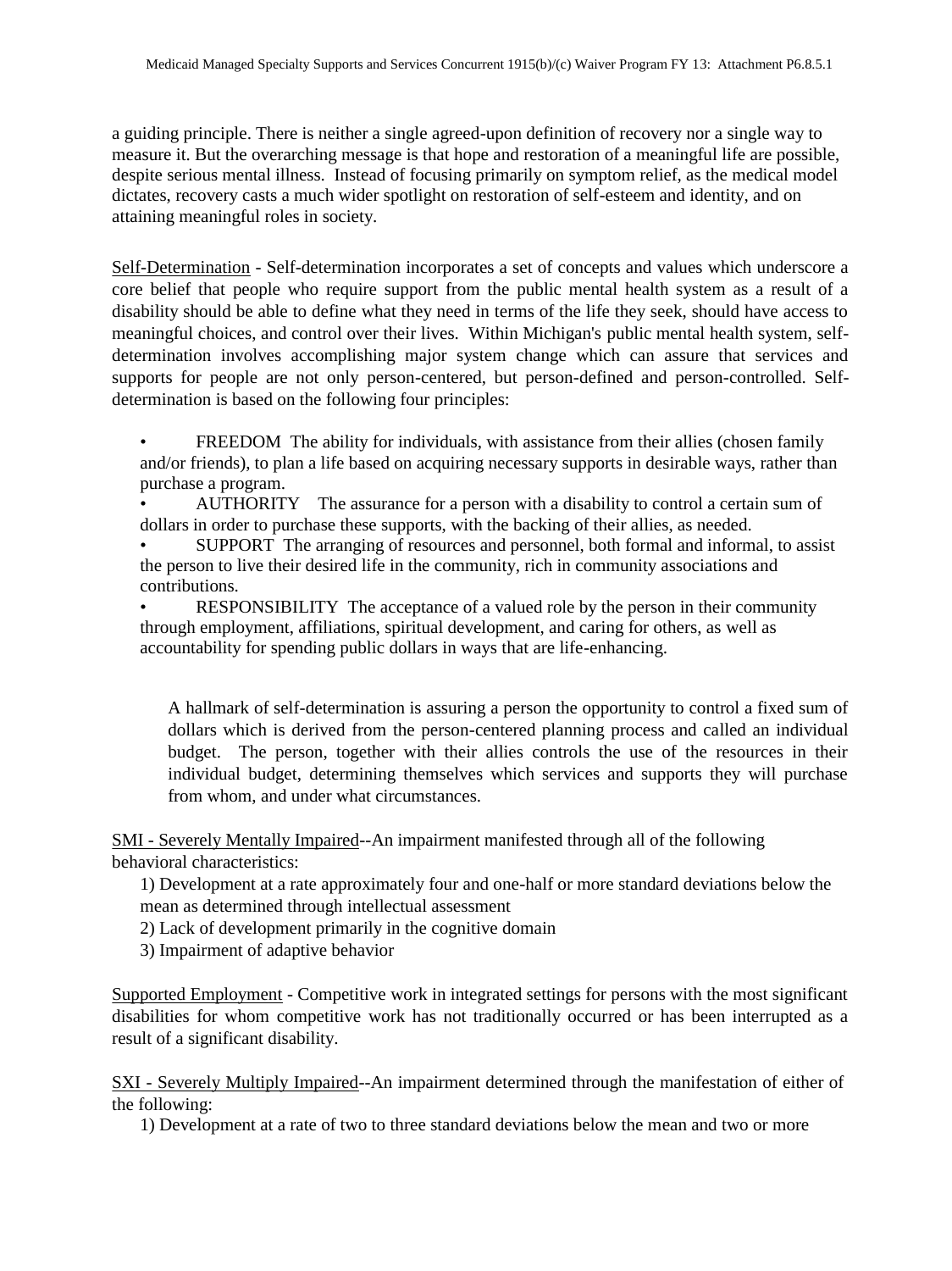a guiding principle. There is neither a single agreed-upon definition of recovery nor a single way to measure it. But the overarching message is that hope and restoration of a meaningful life are possible, despite serious mental illness. Instead of focusing primarily on symptom relief, as the medical model dictates, recovery casts a much wider spotlight on restoration of self-esteem and identity, and on attaining meaningful roles in society.

Self-Determination - Self-determination incorporates a set of concepts and values which underscore a core belief that people who require support from the public mental health system as a result of a disability should be able to define what they need in terms of the life they seek, should have access to meaningful choices, and control over their lives. Within Michigan's public mental health system, self-determination involves accomplishing major system change which can assure that services and supports for people are not only person-centered, but person-defined and person-controlled. Self-determination is based on the following four principles:

- FREEDOM The ability for individuals, with assistance from their allies (chosen family and/or friends), to plan a life based on acquiring necessary supports in desirable ways, rather than purchase a program.
- AUTHORITY The assurance for a person with a disability to control a certain sum of dollars in order to purchase these supports, with the backing of their allies, as needed.
- SUPPORT The arranging of resources and personnel, both formal and informal, to assist the person to live their desired life in the community, rich in community associations and contributions.
- RESPONSIBILITY The acceptance of a valued role by the person in their community through employment, affiliations, spiritual development, and caring for others, as well as accountability for spending public dollars in ways that are life-enhancing.

A hallmark of self-determination is assuring a person the opportunity to control a fixed sum of dollars which is derived from the person-centered planning process and called an individual budget. The person, together with their allies controls the use of the resources in their individual budget, determining themselves which services and supports they will purchase from whom, and under what circumstances.

SMI - Severely Mentally Impaired--An impairment manifested through all of the following behavioral characteristics:

1) Development at a rate approximately four and one-half or more standard deviations below the mean as determined through intellectual assessment
2) Lack of development primarily in the cognitive domain
3) Impairment of adaptive behavior

Supported Employment - Competitive work in integrated settings for persons with the most significant disabilities for whom competitive work has not traditionally occurred or has been interrupted as a result of a significant disability.

SXI - Severely Multiply Impaired--An impairment determined through the manifestation of either of the following:

1) Development at a rate of two to three standard deviations below the mean and two or more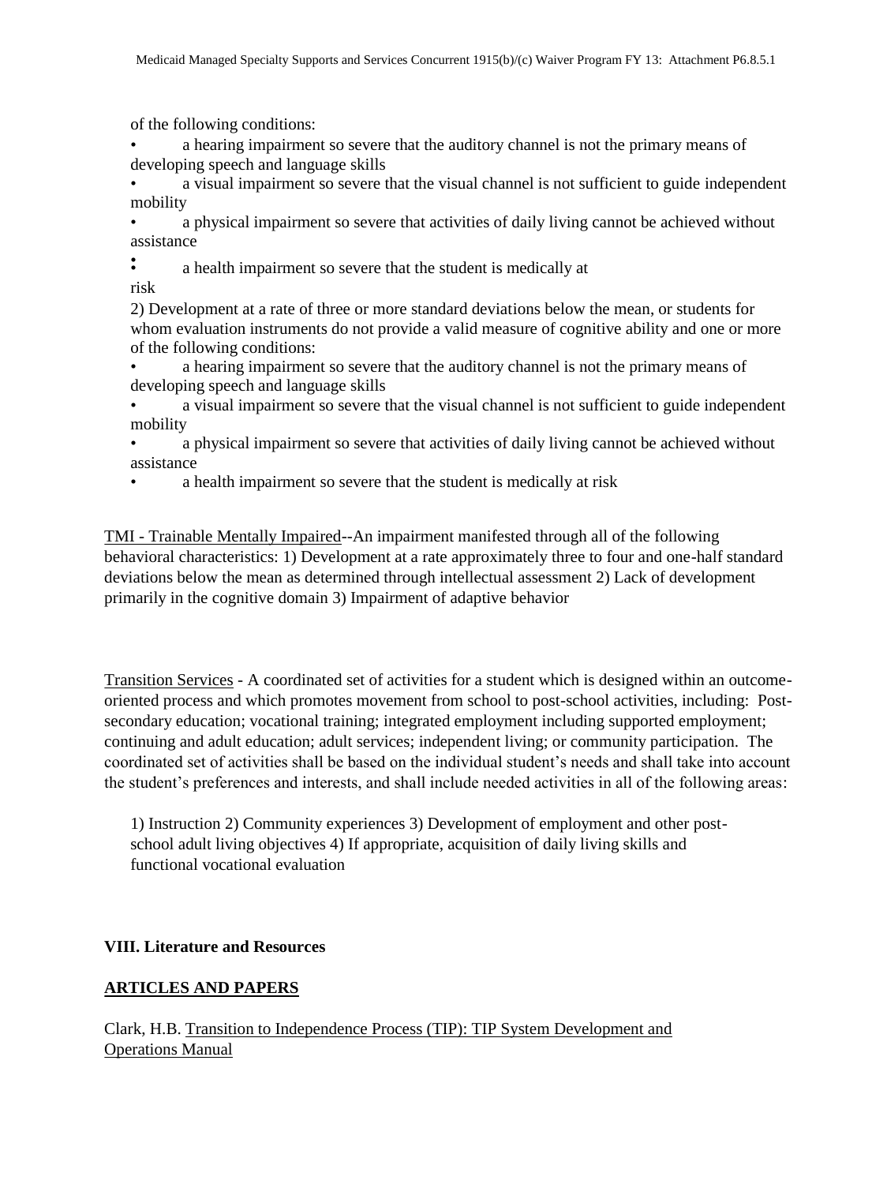of the following conditions:

- a hearing impairment so severe that the auditory channel is not the primary means of developing speech and language skills
- a visual impairment so severe that the visual channel is not sufficient to guide independent mobility
- a physical impairment so severe that activities of daily living cannot be achieved without assistance
- a health impairment so severe that the student is medically at risk

2) Development at a rate of three or more standard deviations below the mean, or students for whom evaluation instruments do not provide a valid measure of cognitive ability and one or more of the following conditions:

- a hearing impairment so severe that the auditory channel is not the primary means of developing speech and language skills
- a visual impairment so severe that the visual channel is not sufficient to guide independent mobility
- a physical impairment so severe that activities of daily living cannot be achieved without assistance
- a health impairment so severe that the student is medically at risk

TMI - Trainable Mentally Impaired--An impairment manifested through all of the following behavioral characteristics: 1) Development at a rate approximately three to four and one-half standard deviations below the mean as determined through intellectual assessment 2) Lack of development primarily in the cognitive domain 3) Impairment of adaptive behavior

Transition Services - A coordinated set of activities for a student which is designed within an outcome-oriented process and which promotes movement from school to post-school activities, including: Post-secondary education; vocational training; integrated employment including supported employment; continuing and adult education; adult services; independent living; or community participation. The coordinated set of activities shall be based on the individual student's needs and shall take into account the student's preferences and interests, and shall include needed activities in all of the following areas:

1) Instruction 2) Community experiences 3) Development of employment and other post-school adult living objectives 4) If appropriate, acquisition of daily living skills and functional vocational evaluation

## VIII. Literature and Resources

### ARTICLES AND PAPERS

Clark, H.B. Transition to Independence Process (TIP): TIP System Development and Operations Manual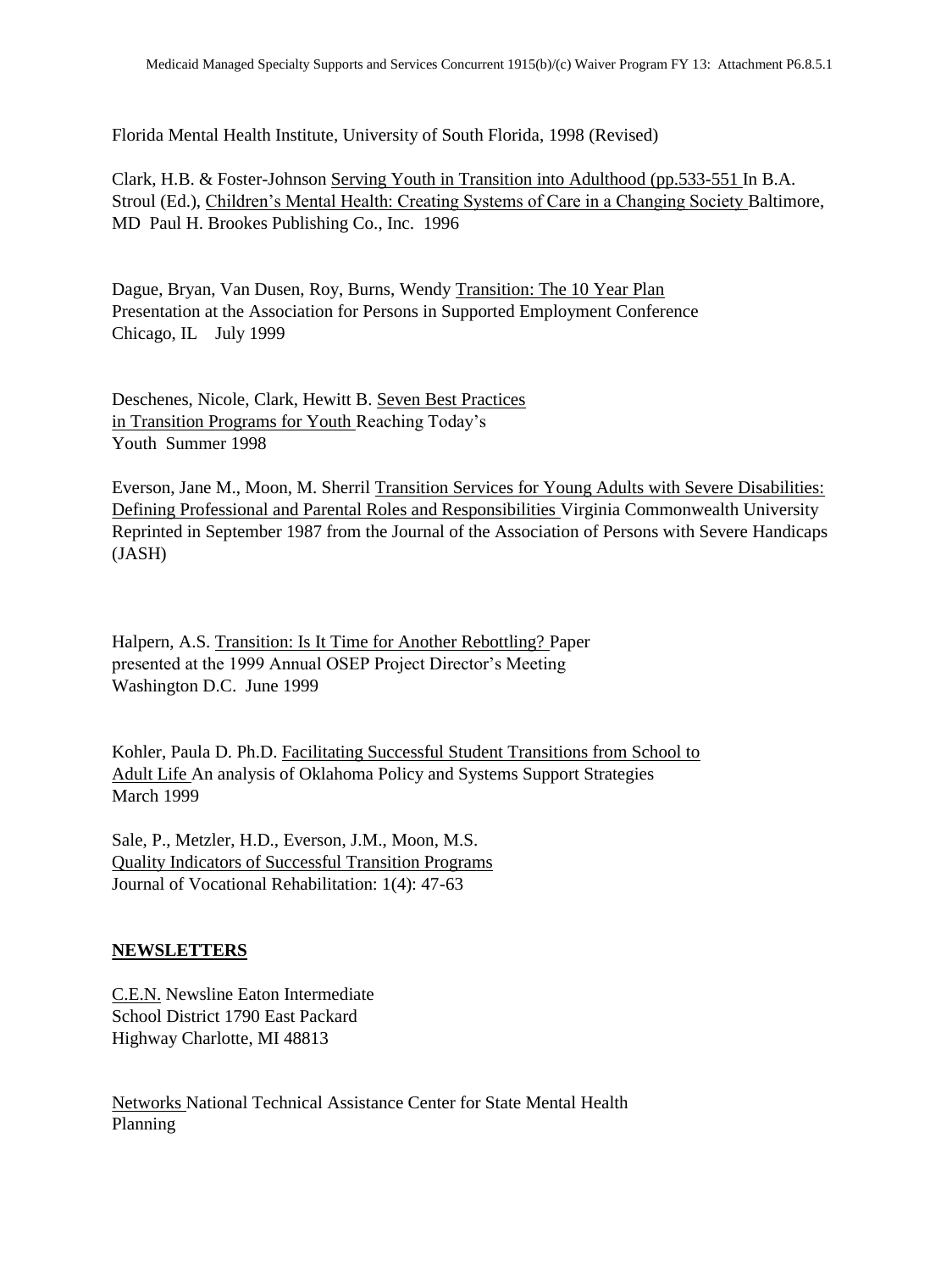Florida Mental Health Institute, University of South Florida, 1998 (Revised)

Clark, H.B. & Foster-Johnson Serving Youth in Transition into Adulthood (pp.533-551 In B.A. Stroul (Ed.), Children's Mental Health: Creating Systems of Care in a Changing Society Baltimore, MD Paul H. Brookes Publishing Co., Inc. 1996

Dague, Bryan, Van Dusen, Roy, Burns, Wendy Transition: The 10 Year Plan
Presentation at the Association for Persons in Supported Employment Conference
Chicago, IL July 1999

Deschenes, Nicole, Clark, Hewitt B. Seven Best Practices in Transition Programs for Youth Reaching Today's Youth Summer 1998

Everson, Jane M., Moon, M. Sherril Transition Services for Young Adults with Severe Disabilities: Defining Professional and Parental Roles and Responsibilities Virginia Commonwealth University Reprinted in September 1987 from the Journal of the Association of Persons with Severe Handicaps (JASH)

Halpern, A.S. Transition: Is It Time for Another Rebottling? Paper presented at the 1999 Annual OSEP Project Director's Meeting
Washington D.C. June 1999

Kohler, Paula D. Ph.D. Facilitating Successful Student Transitions from School to Adult Life An analysis of Oklahoma Policy and Systems Support Strategies
March 1999

Sale, P., Metzler, H.D., Everson, J.M., Moon, M.S.
Quality Indicators of Successful Transition Programs
Journal of Vocational Rehabilitation: 1(4): 47-63

**NEWSLETTERS**

C.E.N. Newsline Eaton Intermediate School District 1790 East Packard Highway Charlotte, MI 48813

Networks National Technical Assistance Center for State Mental Health Planning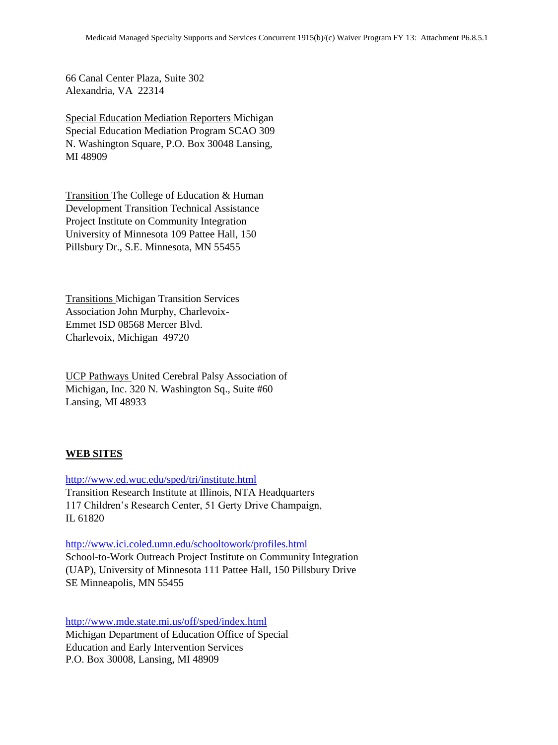66 Canal Center Plaza, Suite 302
Alexandria, VA 22314

Special Education Mediation Reporters Michigan Special Education Mediation Program SCAO 309 N. Washington Square, P.O. Box 30048 Lansing, MI 48909

Transition The College of Education & Human Development Transition Technical Assistance Project Institute on Community Integration University of Minnesota 109 Pattee Hall, 150 Pillsbury Dr., S.E. Minnesota, MN 55455

Transitions Michigan Transition Services Association John Murphy, Charlevoix-Emmet ISD 08568 Mercer Blvd.
Charlevoix, Michigan 49720

UCP Pathways United Cerebral Palsy Association of Michigan, Inc. 320 N. Washington Sq., Suite #60
Lansing, MI 48933

**WEB SITES**

http://www.ed.wuc.edu/sped/tri/institute.html
Transition Research Institute at Illinois, NTA Headquarters
117 Children's Research Center, 51 Gerty Drive Champaign, IL 61820

http://www.ici.coled.umn.edu/schooltowork/profiles.html
School-to-Work Outreach Project Institute on Community Integration (UAP), University of Minnesota 111 Pattee Hall, 150 Pillsbury Drive SE Minneapolis, MN 55455

http://www.mde.state.mi.us/off/sped/index.html
Michigan Department of Education Office of Special Education and Early Intervention Services
P.O. Box 30008, Lansing, MI 48909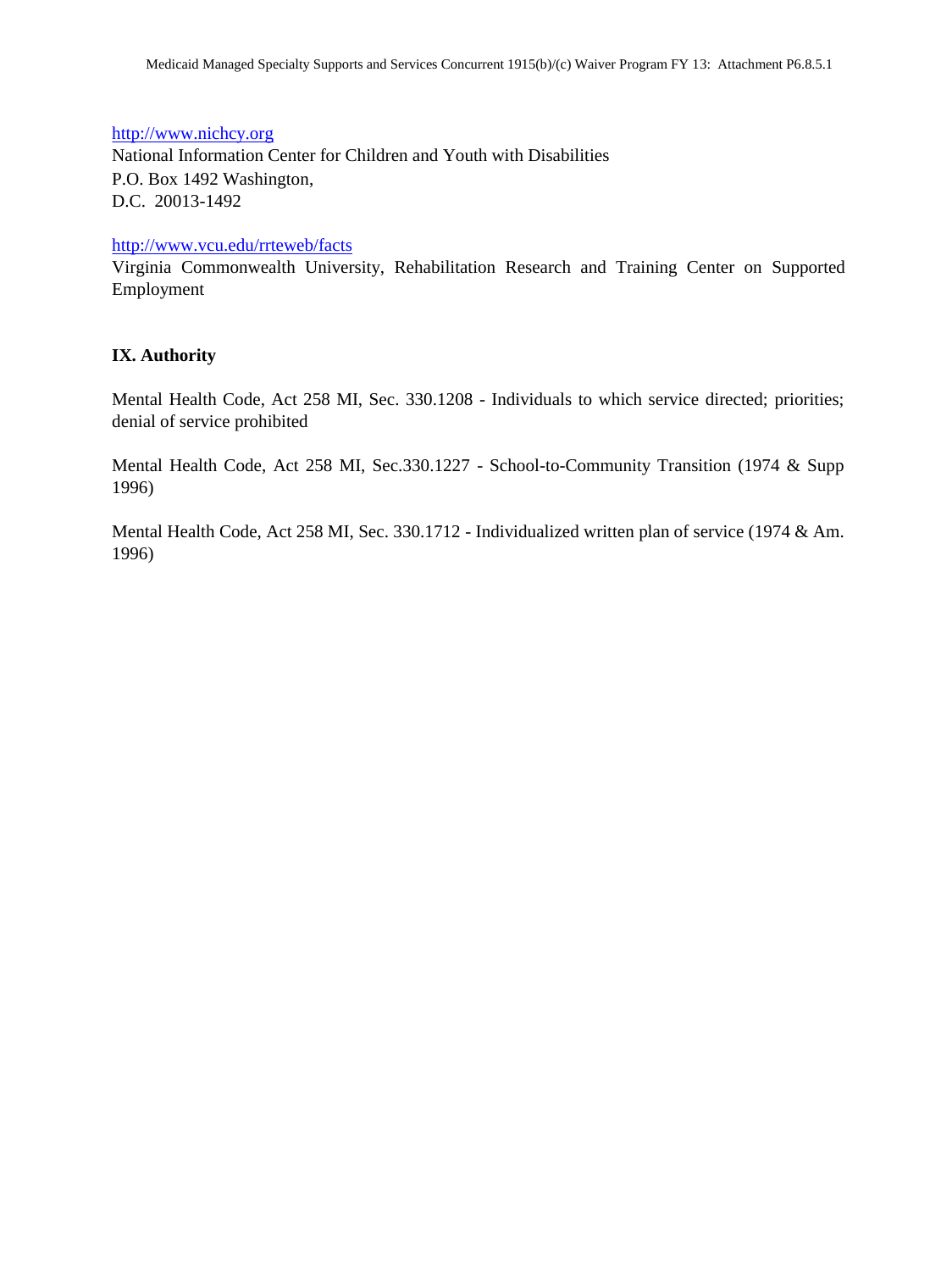http://www.nichcy.org
National Information Center for Children and Youth with Disabilities
P.O. Box 1492 Washington,
D.C. 20013-1492

http://www.vcu.edu/rrteweb/facts
Virginia Commonwealth University, Rehabilitation Research and Training Center on Supported Employment

## IX. Authority

Mental Health Code, Act 258 MI, Sec. 330.1208 - Individuals to which service directed; priorities; denial of service prohibited

Mental Health Code, Act 258 MI, Sec.330.1227 - School-to-Community Transition (1974 & Supp 1996)

Mental Health Code, Act 258 MI, Sec. 330.1712 - Individualized written plan of service (1974 & Am. 1996)